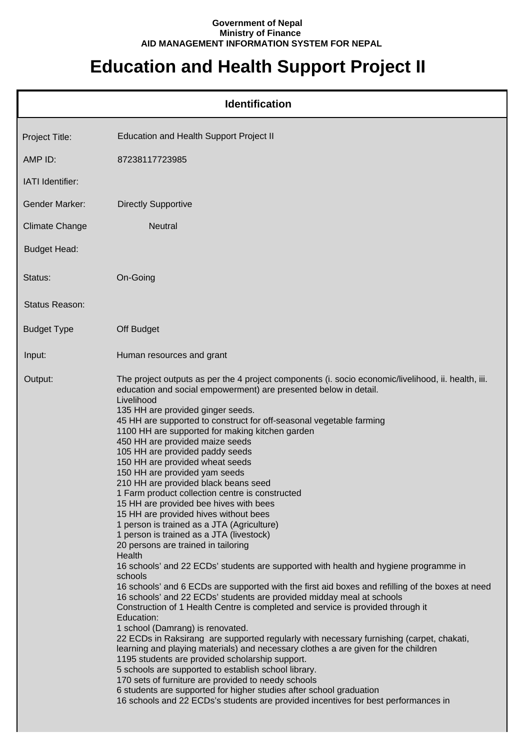**Government of Nepal**
**Ministry of Finance**
**AID MANAGEMENT INFORMATION SYSTEM FOR NEPAL**

# Education and Health Support Project II

## Identification

| | |
|---|---|
| Project Title: | Education and Health Support Project II |
| AMP ID: | 87238117723985 |
| IATI Identifier: | |
| Gender Marker: | Directly Supportive |
| Climate Change | Neutral |
| Budget Head: | |
| Status: | On-Going |
| Status Reason: | |
| Budget Type | Off Budget |
| Input: | Human resources and grant |

Output:

The project outputs as per the 4 project components (i. socio economic/livelihood, ii. health, iii. education and social empowerment) are presented below in detail.

Livelihood
135 HH are provided ginger seeds.
45 HH are supported to construct for off-seasonal vegetable farming
1100 HH are supported for making kitchen garden
450 HH are provided maize seeds
105 HH are provided paddy seeds
150 HH are provided wheat seeds
150 HH are provided yam seeds
210 HH are provided black beans seed
1 Farm product collection centre is constructed
15 HH are provided bee hives with bees
15 HH are provided hives without bees
1 person is trained as a JTA (Agriculture)
1 person is trained as a JTA (livestock)
20 persons are trained in tailoring

Health
16 schools' and 22 ECDs' students are supported with health and hygiene programme in schools
16 schools' and 6 ECDs are supported with the first aid boxes and refilling of the boxes at need
16 schools' and 22 ECDs' students are provided midday meal at schools
Construction of 1 Health Centre is completed and service is provided through it

Education:
1 school (Damrang) is renovated.
22 ECDs in Raksirang are supported regularly with necessary furnishing (carpet, chakati, learning and playing materials) and necessary clothes a are given for the children
1195 students are provided scholarship support.
5 schools are supported to establish school library.
170 sets of furniture are provided to needy schools
6 students are supported for higher studies after school graduation
16 schools and 22 ECDs's students are provided incentives for best performances in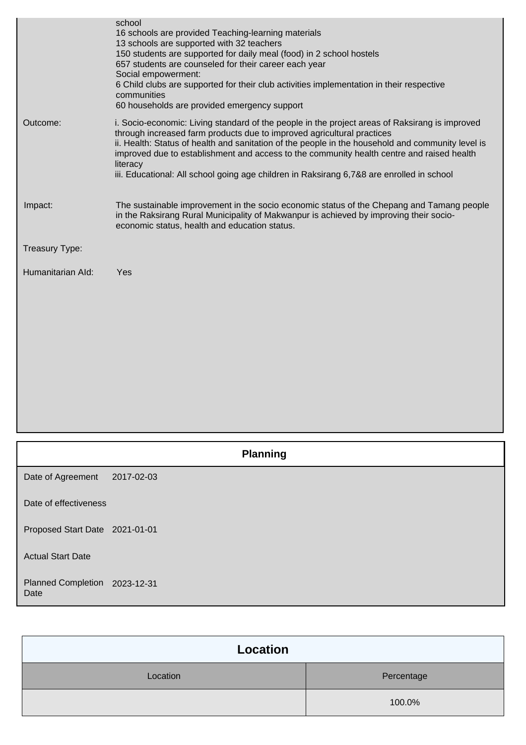| | |
|---|---|
| | school<br>16 schools are provided Teaching-learning materials<br>13 schools are supported with 32 teachers<br>150 students are supported for daily meal (food) in 2 school hostels<br>657 students are counseled for their career each year<br>Social empowerment:<br>6 Child clubs are supported for their club activities implementation in their respective communities<br>60 households are provided emergency support |
| Outcome: | i. Socio-economic: Living standard of the people in the project areas of Raksirang is improved through increased farm products due to improved agricultural practices<br>ii. Health: Status of health and sanitation of the people in the household and community level is improved due to establishment and access to the community health centre and raised health literacy<br>iii. Educational: All school going age children in Raksirang 6,7&8 are enrolled in school |
| Impact: | The sustainable improvement in the socio economic status of the Chepang and Tamang people in the Raksirang Rural Municipality of Makwanpur is achieved by improving their socio-economic status, health and education status. |
| Treasury Type: | |
| Humanitarian AId: | Yes |

## Planning

| | |
|---|---|
| Date of Agreement | 2017-02-03 |
| Date of effectiveness | |
| Proposed Start Date | 2021-01-01 |
| Actual Start Date | |
| Planned Completion Date | 2023-12-31 |

## Location

| Location | Percentage |
|---|---|
| | 100.0% |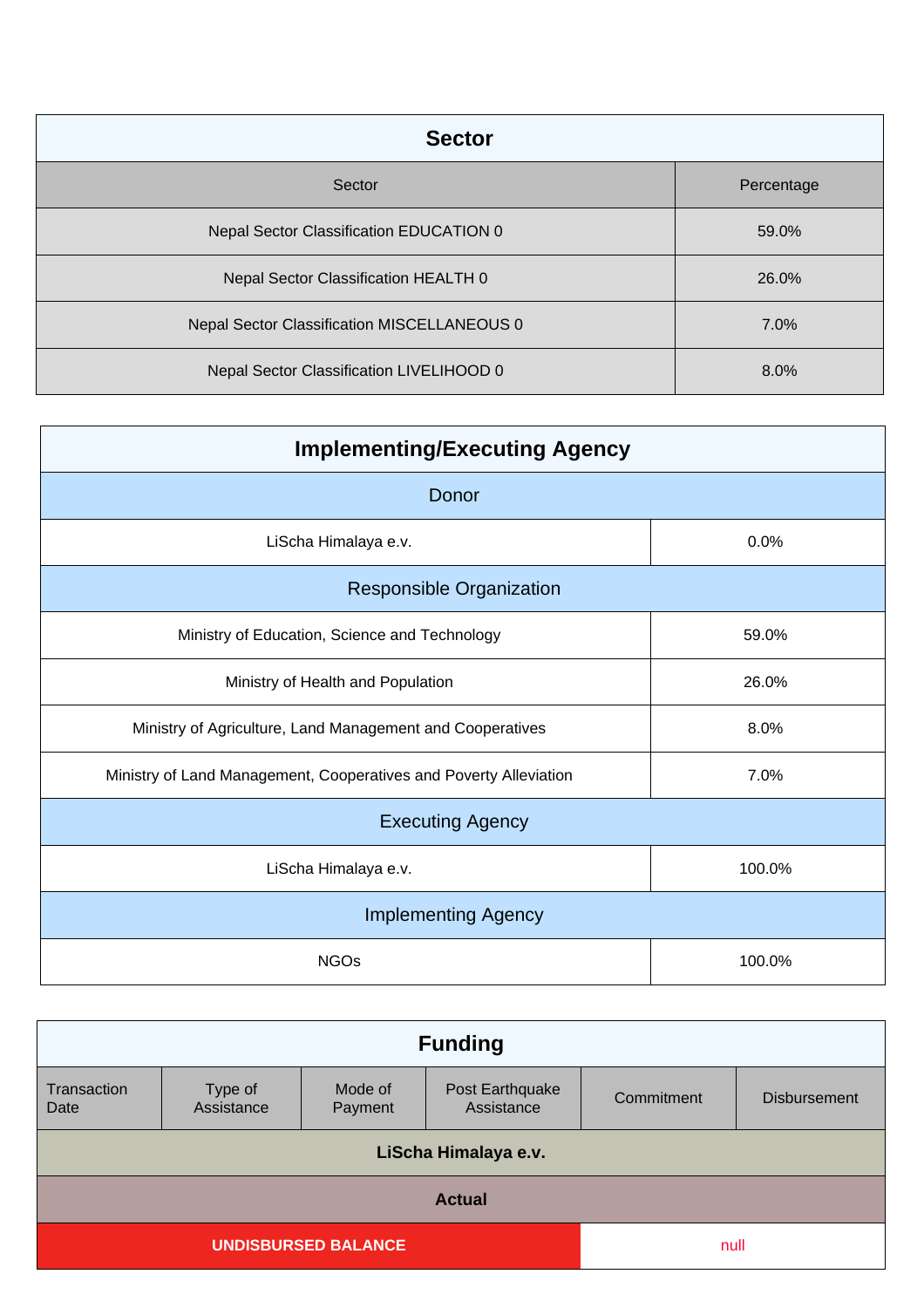## Sector

| Sector | Percentage |
|---|---|
| Nepal Sector Classification EDUCATION 0 | 59.0% |
| Nepal Sector Classification HEALTH 0 | 26.0% |
| Nepal Sector Classification MISCELLANEOUS 0 | 7.0% |
| Nepal Sector Classification LIVELIHOOD 0 | 8.0% |

## Implementing/Executing Agency

| Donor | |
|---|---|
| LiScha Himalaya e.v. | 0.0% |
| **Responsible Organization** | |
| Ministry of Education, Science and Technology | 59.0% |
| Ministry of Health and Population | 26.0% |
| Ministry of Agriculture, Land Management and Cooperatives | 8.0% |
| Ministry of Land Management, Cooperatives and Poverty Alleviation | 7.0% |
| **Executing Agency** | |
| LiScha Himalaya e.v. | 100.0% |
| **Implementing Agency** | |
| NGOs | 100.0% |

## Funding

| Transaction Date | Type of Assistance | Mode of Payment | Post Earthquake Assistance | Commitment | Disbursement |
|---|---|---|---|---|---|
| **LiScha Himalaya e.v.** | | | | | |
| **Actual** | | | | | |
| **UNDISBURSED BALANCE** | | | | null | |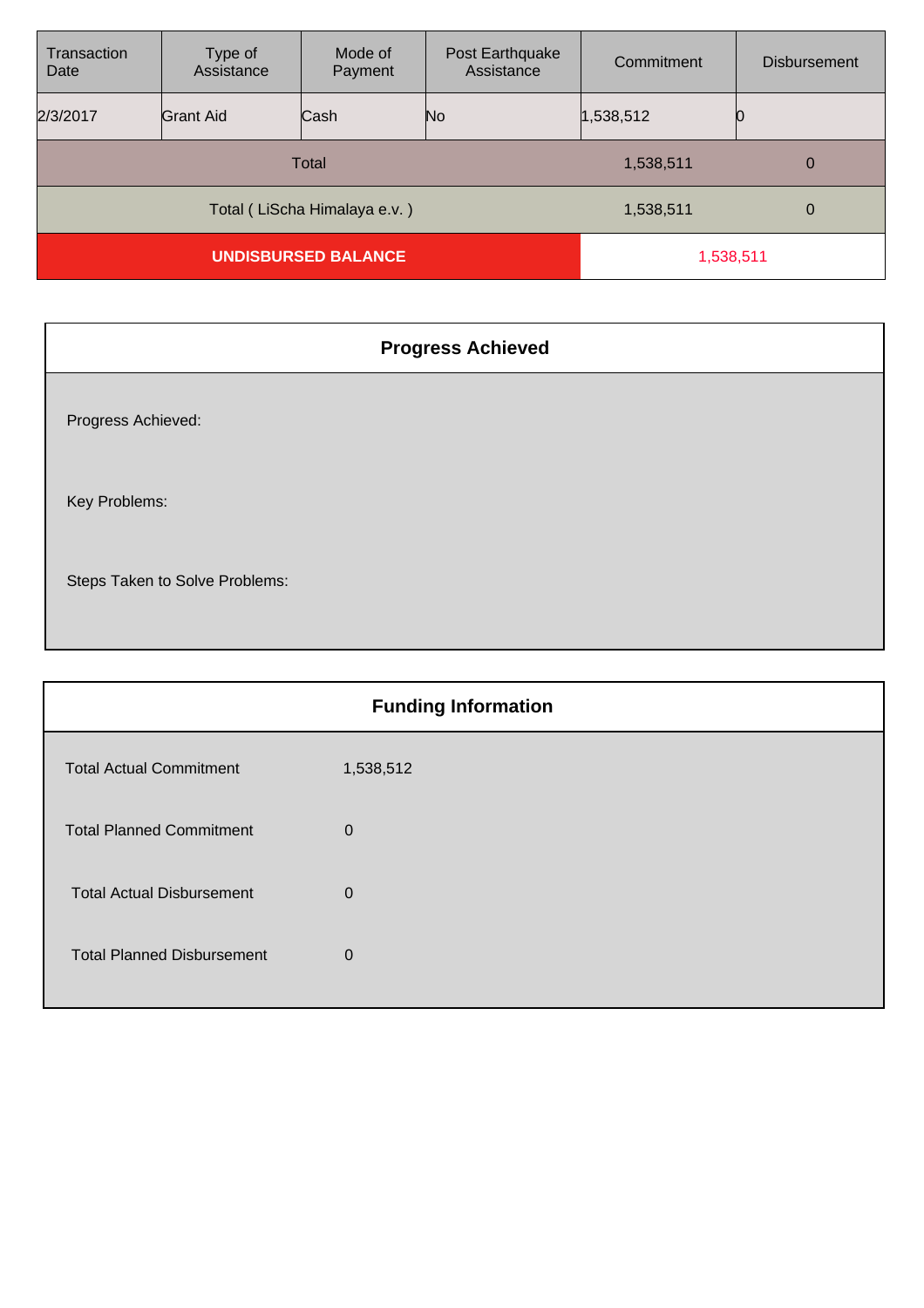| Transaction Date | Type of Assistance | Mode of Payment | Post Earthquake Assistance | Commitment | Disbursement |
|---|---|---|---|---|---|
| 2/3/2017 | Grant Aid | Cash | No | 1,538,512 | 0 |
| Total | | | | 1,538,511 | 0 |
| Total ( LiScha Himalaya e.v. ) | | | | 1,538,511 | 0 |
| **UNDISBURSED BALANCE** | | | | 1,538,511 | |

## Progress Achieved

Progress Achieved:

Key Problems:

Steps Taken to Solve Problems:

## Funding Information

| | |
|---|---|
| Total Actual Commitment | 1,538,512 |
| Total Planned Commitment | 0 |
| Total Actual Disbursement | 0 |
| Total Planned Disbursement | 0 |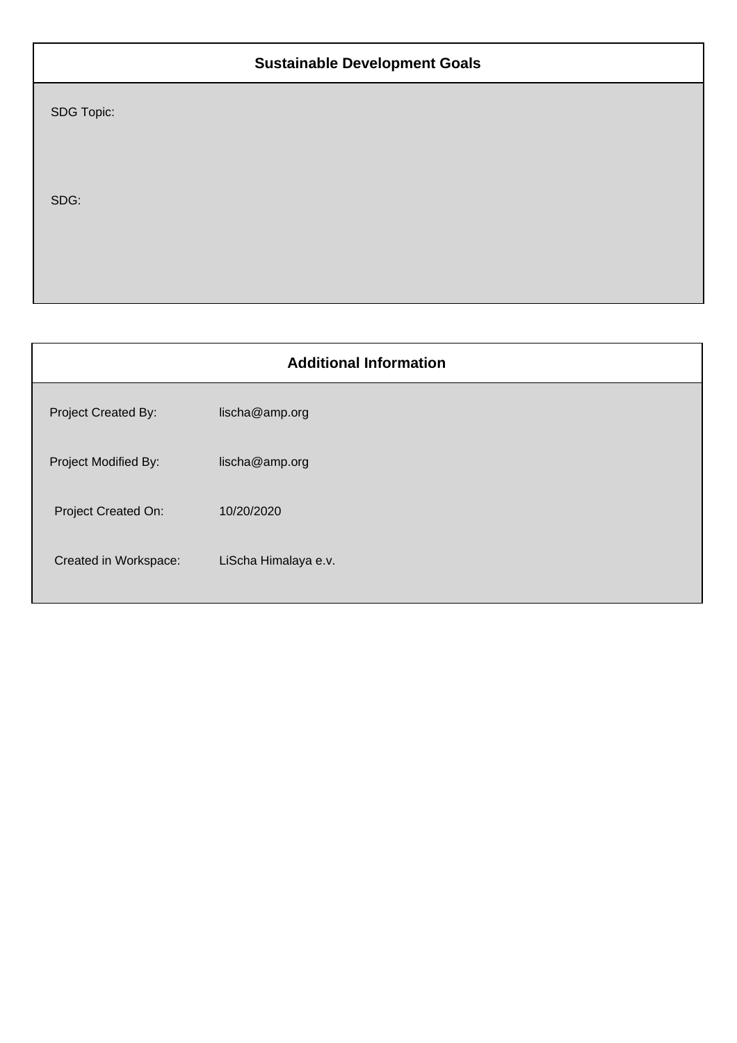## Sustainable Development Goals

SDG Topic:

SDG:

## Additional Information

| | |
|---|---|
| Project Created By: | lischa@amp.org |
| Project Modified By: | lischa@amp.org |
| Project Created On: | 10/20/2020 |
| Created in Workspace: | LiScha Himalaya e.v. |